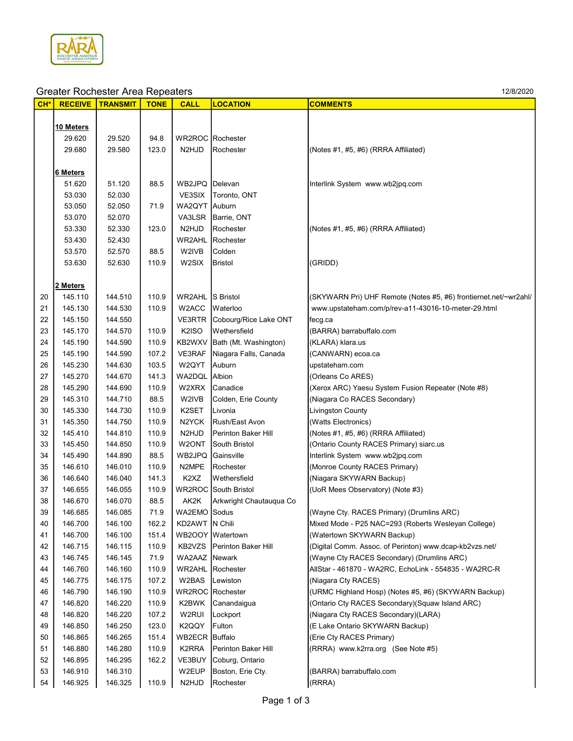## Greater Rochester Area Repeaters

12/8/2020

| CH* | RECEIVE | TRANSMIT | TONE | CALL | LOCATION | COMMENTS |
|---|---|---|---|---|---|---|
| | **10 Meters** | | | | | |
| | 29.620 | 29.520 | 94.8 | WR2ROC | Rochester | |
| | 29.680 | 29.580 | 123.0 | N2HJD | Rochester | (Notes #1, #5, #6) (RRRA Affiliated) |
| | **6 Meters** | | | | | |
| | 51.620 | 51.120 | 88.5 | WB2JPQ | Delevan | Interlink System www.wb2jpq.com |
| | 53.030 | 52.030 | | VE3SIX | Toronto, ONT | |
| | 53.050 | 52.050 | 71.9 | WA2QYT | Auburn | |
| | 53.070 | 52.070 | | VA3LSR | Barrie, ONT | |
| | 53.330 | 52.330 | 123.0 | N2HJD | Rochester | (Notes #1, #5, #6) (RRRA Affiliated) |
| | 53.430 | 52.430 | | WR2AHL | Rochester | |
| | 53.570 | 52.570 | 88.5 | W2IVB | Colden | |
| | 53.630 | 52.630 | 110.9 | W2SIX | Bristol | (GRIDD) |
| | **2 Meters** | | | | | |
| 20 | 145.110 | 144.510 | 110.9 | WR2AHL | S Bristol | (SKYWARN Pri) UHF Remote (Notes #5, #6) frontiernet.net/~wr2ahl/ |
| 21 | 145.130 | 144.530 | 110.9 | W2ACC | Waterloo | www.upstateham.com/p/rev-a11-43016-10-meter-29.html |
| 22 | 145.150 | 144.550 | | VE3RTR | Cobourg/Rice Lake ONT | fecg.ca |
| 23 | 145.170 | 144.570 | 110.9 | K2ISO | Wethersfield | (BARRA) barrabuffalo.com |
| 24 | 145.190 | 144.590 | 110.9 | KB2WXV | Bath (Mt. Washington) | (KLARA) klara.us |
| 25 | 145.190 | 144.590 | 107.2 | VE3RAF | Niagara Falls, Canada | (CANWARN) ecoa.ca |
| 26 | 145.230 | 144.630 | 103.5 | W2QYT | Auburn | upstateham.com |
| 27 | 145.270 | 144.670 | 141.3 | WA2DQL | Albion | (Orleans Co ARES) |
| 28 | 145.290 | 144.690 | 110.9 | W2XRX | Canadice | (Xerox ARC) Yaesu System Fusion Repeater (Note #8) |
| 29 | 145.310 | 144.710 | 88.5 | W2IVB | Colden, Erie County | (Niagara Co RACES Secondary) |
| 30 | 145.330 | 144.730 | 110.9 | K2SET | Livonia | Livingston County |
| 31 | 145.350 | 144.750 | 110.9 | N2YCK | Rush/East Avon | (Watts Electronics) |
| 32 | 145.410 | 144.810 | 110.9 | N2HJD | Perinton Baker Hill | (Notes #1, #5, #6) (RRRA Affiliated) |
| 33 | 145.450 | 144.850 | 110.9 | W2ONT | South Bristol | (Ontario County RACES Primary) siarc.us |
| 34 | 145.490 | 144.890 | 88.5 | WB2JPQ | Gainsville | Interlink System www.wb2jpq.com |
| 35 | 146.610 | 146.010 | 110.9 | N2MPE | Rochester | (Monroe County RACES Primary) |
| 36 | 146.640 | 146.040 | 141.3 | K2XZ | Wethersfield | (Niagara SKYWARN Backup) |
| 37 | 146.655 | 146.055 | 110.9 | WR2ROC | South Bristol | (UoR Mees Observatory) (Note #3) |
| 38 | 146.670 | 146.070 | 88.5 | AK2K | Arkwright Chautauqua Co | |
| 39 | 146.685 | 146.085 | 71.9 | WA2EMO | Sodus | (Wayne Cty. RACES Primary) (Drumlins ARC) |
| 40 | 146.700 | 146.100 | 162.2 | KD2AWT | N Chili | Mixed Mode - P25 NAC=293 (Roberts Wesleyan College) |
| 41 | 146.700 | 146.100 | 151.4 | WB2OOY | Watertown | (Watertown SKYWARN Backup) |
| 42 | 146.715 | 146.115 | 110.9 | KB2VZS | Perinton Baker Hill | (Digital Comm. Assoc. of Perinton) www.dcap-kb2vzs.net/ |
| 43 | 146.745 | 146.145 | 71.9 | WA2AAZ | Newark | (Wayne Cty RACES Secondary) (Drumlins ARC) |
| 44 | 146.760 | 146.160 | 110.9 | WR2AHL | Rochester | AllStar - 461870 - WA2RC, EchoLink - 554835 - WA2RC-R |
| 45 | 146.775 | 146.175 | 107.2 | W2BAS | Lewiston | (Niagara Cty RACES) |
| 46 | 146.790 | 146.190 | 110.9 | WR2ROC | Rochester | (URMC Highland Hosp) (Notes #5, #6) (SKYWARN Backup) |
| 47 | 146.820 | 146.220 | 110.9 | K2BWK | Canandaigua | (Ontario Cty RACES Secondary)(Squaw Island ARC) |
| 48 | 146.820 | 146.220 | 107.2 | W2RUI | Lockport | (Niagara Cty RACES Secondary)(LARA) |
| 49 | 146.850 | 146.250 | 123.0 | K2QQY | Fulton | (E Lake Ontario SKYWARN Backup) |
| 50 | 146.865 | 146.265 | 151.4 | WB2ECR | Buffalo | (Erie Cty RACES Primary) |
| 51 | 146.880 | 146.280 | 110.9 | K2RRA | Perinton Baker Hill | (RRRA) www.k2rra.org (See Note #5) |
| 52 | 146.895 | 146.295 | 162.2 | VE3BUY | Coburg, Ontario | |
| 53 | 146.910 | 146.310 | | W2EUP | Boston, Erie Cty. | (BARRA) barrabuffalo.com |
| 54 | 146.925 | 146.325 | 110.9 | N2HJD | Rochester | (RRRA) |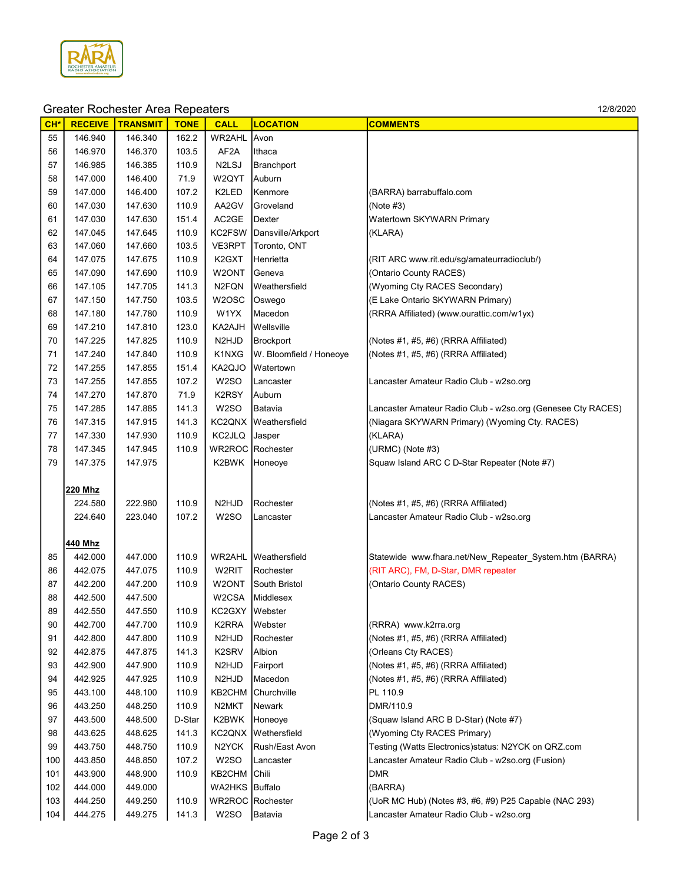## Greater Rochester Area Repeaters

12/8/2020

| CH* | RECEIVE | TRANSMIT | TONE | CALL | LOCATION | COMMENTS |
|---|---|---|---|---|---|---|
| 55 | 146.940 | 146.340 | 162.2 | WR2AHL | Avon | |
| 56 | 146.970 | 146.370 | 103.5 | AF2A | Ithaca | |
| 57 | 146.985 | 146.385 | 110.9 | N2LSJ | Branchport | |
| 58 | 147.000 | 146.400 | 71.9 | W2QYT | Auburn | |
| 59 | 147.000 | 146.400 | 107.2 | K2LED | Kenmore | (BARRA) barrabuffalo.com |
| 60 | 147.030 | 147.630 | 110.9 | AA2GV | Groveland | (Note #3) |
| 61 | 147.030 | 147.630 | 151.4 | AC2GE | Dexter | Watertown SKYWARN Primary |
| 62 | 147.045 | 147.645 | 110.9 | KC2FSW | Dansville/Arkport | (KLARA) |
| 63 | 147.060 | 147.660 | 103.5 | VE3RPT | Toronto, ONT | |
| 64 | 147.075 | 147.675 | 110.9 | K2GXT | Henrietta | (RIT ARC www.rit.edu/sg/amateurradioclub/) |
| 65 | 147.090 | 147.690 | 110.9 | W2ONT | Geneva | (Ontario County RACES) |
| 66 | 147.105 | 147.705 | 141.3 | N2FQN | Weathersfield | (Wyoming Cty RACES Secondary) |
| 67 | 147.150 | 147.750 | 103.5 | W2OSC | Oswego | (E Lake Ontario SKYWARN Primary) |
| 68 | 147.180 | 147.780 | 110.9 | W1YX | Macedon | (RRRA Affiliated) (www.ourattic.com/w1yx) |
| 69 | 147.210 | 147.810 | 123.0 | KA2AJH | Wellsville | |
| 70 | 147.225 | 147.825 | 110.9 | N2HJD | Brockport | (Notes #1, #5, #6) (RRRA Affiliated) |
| 71 | 147.240 | 147.840 | 110.9 | K1NXG | W. Bloomfield / Honeoye | (Notes #1, #5, #6) (RRRA Affiliated) |
| 72 | 147.255 | 147.855 | 151.4 | KA2QJO | Watertown | |
| 73 | 147.255 | 147.855 | 107.2 | W2SO | Lancaster | Lancaster Amateur Radio Club - w2so.org |
| 74 | 147.270 | 147.870 | 71.9 | K2RSY | Auburn | |
| 75 | 147.285 | 147.885 | 141.3 | W2SO | Batavia | Lancaster Amateur Radio Club - w2so.org (Genesee Cty RACES) |
| 76 | 147.315 | 147.915 | 141.3 | KC2QNX | Weathersfield | (Niagara SKYWARN Primary) (Wyoming Cty. RACES) |
| 77 | 147.330 | 147.930 | 110.9 | KC2JLQ | Jasper | (KLARA) |
| 78 | 147.345 | 147.945 | 110.9 | WR2ROC | Rochester | (URMC) (Note #3) |
| 79 | 147.375 | 147.975 | | K2BWK | Honeoye | Squaw Island ARC C D-Star Repeater (Note #7) |
| | **220 Mhz** | | | | | |
| | 224.580 | 222.980 | 110.9 | N2HJD | Rochester | (Notes #1, #5, #6) (RRRA Affiliated) |
| | 224.640 | 223.040 | 107.2 | W2SO | Lancaster | Lancaster Amateur Radio Club - w2so.org |
| | **440 Mhz** | | | | | |
| 85 | 442.000 | 447.000 | 110.9 | WR2AHL | Weathersfield | Statewide www.fhara.net/New_Repeater_System.htm (BARRA) |
| 86 | 442.075 | 447.075 | 110.9 | W2RIT | Rochester | (RIT ARC), FM, D-Star, DMR repeater |
| 87 | 442.200 | 447.200 | 110.9 | W2ONT | South Bristol | (Ontario County RACES) |
| 88 | 442.500 | 447.500 | | W2CSA | Middlesex | |
| 89 | 442.550 | 447.550 | 110.9 | KC2GXY | Webster | |
| 90 | 442.700 | 447.700 | 110.9 | K2RRA | Webster | (RRRA) www.k2rra.org |
| 91 | 442.800 | 447.800 | 110.9 | N2HJD | Rochester | (Notes #1, #5, #6) (RRRA Affiliated) |
| 92 | 442.875 | 447.875 | 141.3 | K2SRV | Albion | (Orleans Cty RACES) |
| 93 | 442.900 | 447.900 | 110.9 | N2HJD | Fairport | (Notes #1, #5, #6) (RRRA Affiliated) |
| 94 | 442.925 | 447.925 | 110.9 | N2HJD | Macedon | (Notes #1, #5, #6) (RRRA Affiliated) |
| 95 | 443.100 | 448.100 | 110.9 | KB2CHM | Churchville | PL 110.9 |
| 96 | 443.250 | 448.250 | 110.9 | N2MKT | Newark | DMR/110.9 |
| 97 | 443.500 | 448.500 | D-Star | K2BWK | Honeoye | (Squaw Island ARC B D-Star) (Note #7) |
| 98 | 443.625 | 448.625 | 141.3 | KC2QNX | Wethersfield | (Wyoming Cty RACES Primary) |
| 99 | 443.750 | 448.750 | 110.9 | N2YCK | Rush/East Avon | Testing (Watts Electronics)status: N2YCK on QRZ.com |
| 100 | 443.850 | 448.850 | 107.2 | W2SO | Lancaster | Lancaster Amateur Radio Club - w2so.org (Fusion) |
| 101 | 443.900 | 448.900 | 110.9 | KB2CHM | Chili | DMR |
| 102 | 444.000 | 449.000 | | WA2HKS | Buffalo | (BARRA) |
| 103 | 444.250 | 449.250 | 110.9 | WR2ROC | Rochester | (UoR MC Hub) (Notes #3, #6, #9) P25 Capable (NAC 293) |
| 104 | 444.275 | 449.275 | 141.3 | W2SO | Batavia | Lancaster Amateur Radio Club - w2so.org |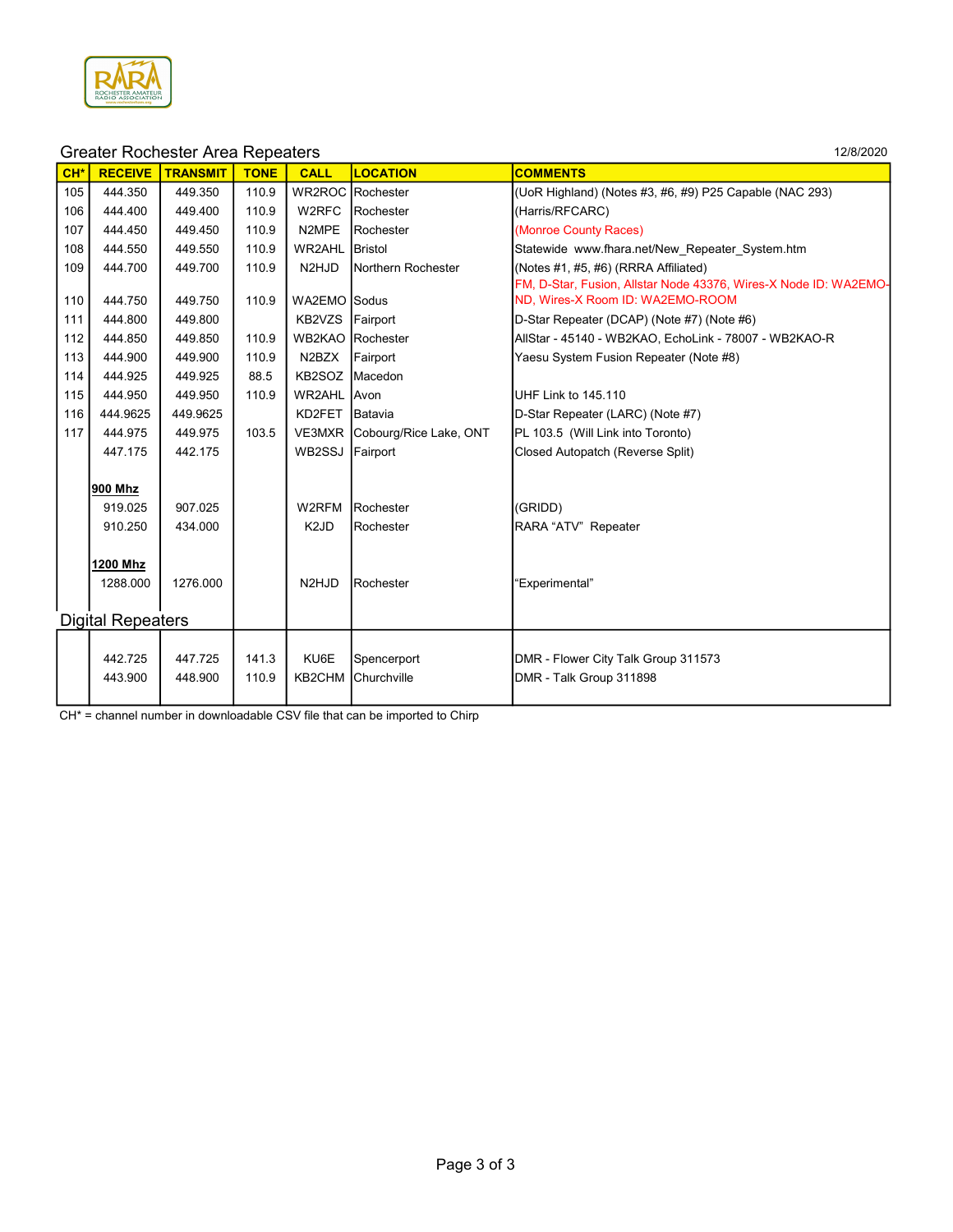## Greater Rochester Area Repeaters

12/8/2020

| CH* | RECEIVE | TRANSMIT | TONE | CALL | LOCATION | COMMENTS |
|---|---|---|---|---|---|---|
| 105 | 444.350 | 449.350 | 110.9 | WR2ROC | Rochester | (UoR Highland) (Notes #3, #6, #9) P25 Capable (NAC 293) |
| 106 | 444.400 | 449.400 | 110.9 | W2RFC | Rochester | (Harris/RFCARC) |
| 107 | 444.450 | 449.450 | 110.9 | N2MPE | Rochester | (Monroe County Races) |
| 108 | 444.550 | 449.550 | 110.9 | WR2AHL | Bristol | Statewide www.fhara.net/New_Repeater_System.htm |
| 109 | 444.700 | 449.700 | 110.9 | N2HJD | Northern Rochester | (Notes #1, #5, #6) (RRRA Affiliated) |
| 110 | 444.750 | 449.750 | 110.9 | WA2EMO | Sodus | FM, D-Star, Fusion, Allstar Node 43376, Wires-X Node ID: WA2EMO-ND, Wires-X Room ID: WA2EMO-ROOM |
| 111 | 444.800 | 449.800 | | KB2VZS | Fairport | D-Star Repeater (DCAP) (Note #7) (Note #6) |
| 112 | 444.850 | 449.850 | 110.9 | WB2KAO | Rochester | AllStar - 45140 - WB2KAO, EchoLink - 78007 - WB2KAO-R |
| 113 | 444.900 | 449.900 | 110.9 | N2BZX | Fairport | Yaesu System Fusion Repeater (Note #8) |
| 114 | 444.925 | 449.925 | 88.5 | KB2SOZ | Macedon | |
| 115 | 444.950 | 449.950 | 110.9 | WR2AHL | Avon | UHF Link to 145.110 |
| 116 | 444.9625 | 449.9625 | | KD2FET | Batavia | D-Star Repeater (LARC) (Note #7) |
| 117 | 444.975 | 449.975 | 103.5 | VE3MXR | Cobourg/Rice Lake, ONT | PL 103.5 (Will Link into Toronto) |
| | 447.175 | 442.175 | | WB2SSJ | Fairport | Closed Autopatch (Reverse Split) |
| | **900 Mhz** | | | | | |
| | 919.025 | 907.025 | | W2RFM | Rochester | (GRIDD) |
| | 910.250 | 434.000 | | K2JD | Rochester | RARA "ATV" Repeater |
| | **1200 Mhz** | | | | | |
| | 1288.000 | 1276.000 | | N2HJD | Rochester | "Experimental" |

## Digital Repeaters

| CH* | RECEIVE | TRANSMIT | TONE | CALL | LOCATION | COMMENTS |
|---|---|---|---|---|---|---|
| | 442.725 | 447.725 | 141.3 | KU6E | Spencerport | DMR - Flower City Talk Group 311573 |
| | 443.900 | 448.900 | 110.9 | KB2CHM | Churchville | DMR - Talk Group 311898 |

CH* = channel number in downloadable CSV file that can be imported to Chirp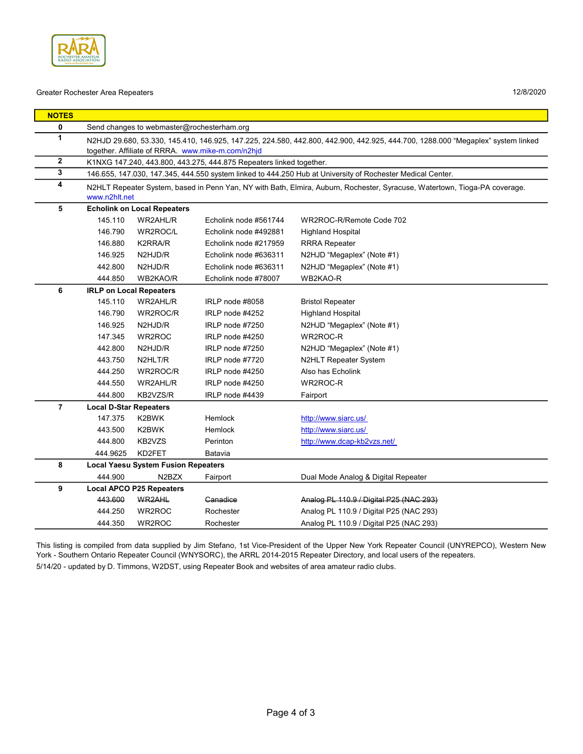Greater Rochester Area Repeaters

12/8/2020

| NOTES | | | | |
|---|---|---|---|---|
| **0** | Send changes to webmaster@rochesterham.org | | | |
| **1** | N2HJD 29.680, 53.330, 145.410, 146.925, 147.225, 224.580, 442.800, 442.900, 442.925, 444.700, 1288.000 “Megaplex” system linked together. Affiliate of RRRA. www.mike-m.com/n2hjd | | | |
| **2** | K1NXG 147.240, 443.800, 443.275, 444.875 Repeaters linked together. | | | |
| **3** | 146.655, 147.030, 147.345, 444.550 system linked to 444.250 Hub at University of Rochester Medical Center. | | | |
| **4** | N2HLT Repeater System, based in Penn Yan, NY with Bath, Elmira, Auburn, Rochester, Syracuse, Watertown, Tioga-PA coverage. www.n2hlt.net | | | |
| **5** | **Echolink on Local Repeaters** | | | |
| | 145.110 | WR2AHL/R | Echolink node #561744 | WR2ROC-R/Remote Code 702 |
| | 146.790 | WR2ROC/L | Echolink node #492881 | Highland Hospital |
| | 146.880 | K2RRA/R | Echolink node #217959 | RRRA Repeater |
| | 146.925 | N2HJD/R | Echolink node #636311 | N2HJD “Megaplex” (Note #1) |
| | 442.800 | N2HJD/R | Echolink node #636311 | N2HJD “Megaplex” (Note #1) |
| | 444.850 | WB2KAO/R | Echolink node #78007 | WB2KAO-R |
| **6** | **IRLP on Local Repeaters** | | | |
| | 145.110 | WR2AHL/R | IRLP node #8058 | Bristol Repeater |
| | 146.790 | WR2ROC/R | IRLP node #4252 | Highland Hospital |
| | 146.925 | N2HJD/R | IRLP node #7250 | N2HJD “Megaplex” (Note #1) |
| | 147.345 | WR2ROC | IRLP node #4250 | WR2ROC-R |
| | 442.800 | N2HJD/R | IRLP node #7250 | N2HJD “Megaplex” (Note #1) |
| | 443.750 | N2HLT/R | IRLP node #7720 | N2HLT Repeater System |
| | 444.250 | WR2ROC/R | IRLP node #4250 | Also has Echolink |
| | 444.550 | WR2AHL/R | IRLP node #4250 | WR2ROC-R |
| | 444.800 | KB2VZS/R | IRLP node #4439 | Fairport |
| **7** | **Local D-Star Repeaters** | | | |
| | 147.375 | K2BWK | Hemlock | http://www.siarc.us/ |
| | 443.500 | K2BWK | Hemlock | http://www.siarc.us/ |
| | 444.800 | KB2VZS | Perinton | http://www.dcap-kb2vzs.net/ |
| | 444.9625 | KD2FET | Batavia | |
| **8** | **Local Yaesu System Fusion Repeaters** | | | |
| | 444.900 | N2BZX | Fairport | Dual Mode Analog & Digital Repeater |
| **9** | **Local APCO P25 Repeaters** | | | |
| | ~~443.600~~ | ~~WR2AHL~~ | ~~Canadice~~ | ~~Analog PL 110.9 / Digital P25 (NAC 293)~~ |
| | 444.250 | WR2ROC | Rochester | Analog PL 110.9 / Digital P25 (NAC 293) |
| | 444.350 | WR2ROC | Rochester | Analog PL 110.9 / Digital P25 (NAC 293) |

This listing is compiled from data supplied by Jim Stefano, 1st Vice-President of the Upper New York Repeater Council (UNYREPCO), Western New York - Southern Ontario Repeater Council (WNYSORC), the ARRL 2014-2015 Repeater Directory, and local users of the repeaters.

5/14/20 - updated by D. Timmons, W2DST, using Repeater Book and websites of area amateur radio clubs.